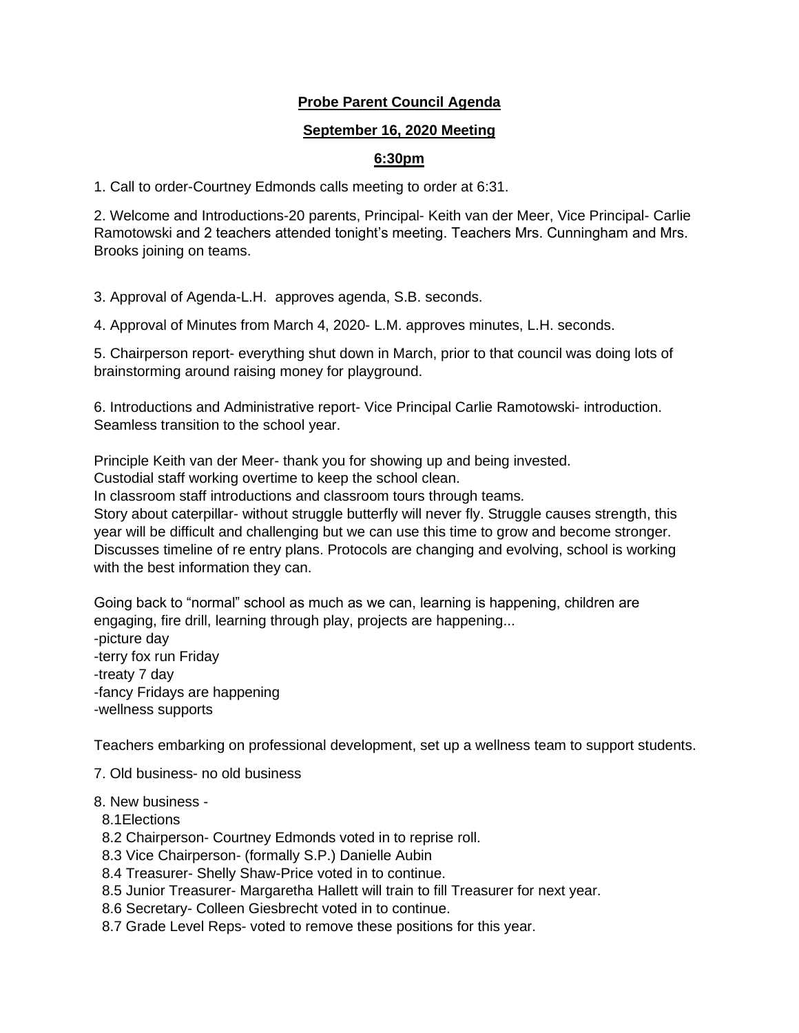**Probe Parent Council Agenda**

**September 16, 2020 Meeting**

**6:30pm**

1. Call to order-Courtney Edmonds calls meeting to order at 6:31.

2. Welcome and Introductions-20 parents, Principal- Keith van der Meer, Vice Principal- Carlie Ramotowski and 2 teachers attended tonight's meeting. Teachers Mrs. Cunningham and Mrs. Brooks joining on teams.

3. Approval of Agenda-L.H. approves agenda, S.B. seconds.

4. Approval of Minutes from March 4, 2020- L.M. approves minutes, L.H. seconds.

5. Chairperson report- everything shut down in March, prior to that council was doing lots of brainstorming around raising money for playground.

6. Introductions and Administrative report- Vice Principal Carlie Ramotowski- introduction. Seamless transition to the school year.

Principle Keith van der Meer- thank you for showing up and being invested.
Custodial staff working overtime to keep the school clean.
In classroom staff introductions and classroom tours through teams.
Story about caterpillar- without struggle butterfly will never fly. Struggle causes strength, this year will be difficult and challenging but we can use this time to grow and become stronger.
Discusses timeline of re entry plans. Protocols are changing and evolving, school is working with the best information they can.

Going back to "normal" school as much as we can, learning is happening, children are engaging, fire drill, learning through play, projects are happening...
-picture day
-terry fox run Friday
-treaty 7 day
-fancy Fridays are happening
-wellness supports

Teachers embarking on professional development, set up a wellness team to support students.

7. Old business- no old business

8. New business -
  8.1Elections
  8.2 Chairperson- Courtney Edmonds voted in to reprise roll.
  8.3 Vice Chairperson- (formally S.P.) Danielle Aubin
  8.4 Treasurer- Shelly Shaw-Price voted in to continue.
  8.5 Junior Treasurer- Margaretha Hallett will train to fill Treasurer for next year.
  8.6 Secretary- Colleen Giesbrecht voted in to continue.
  8.7 Grade Level Reps- voted to remove these positions for this year.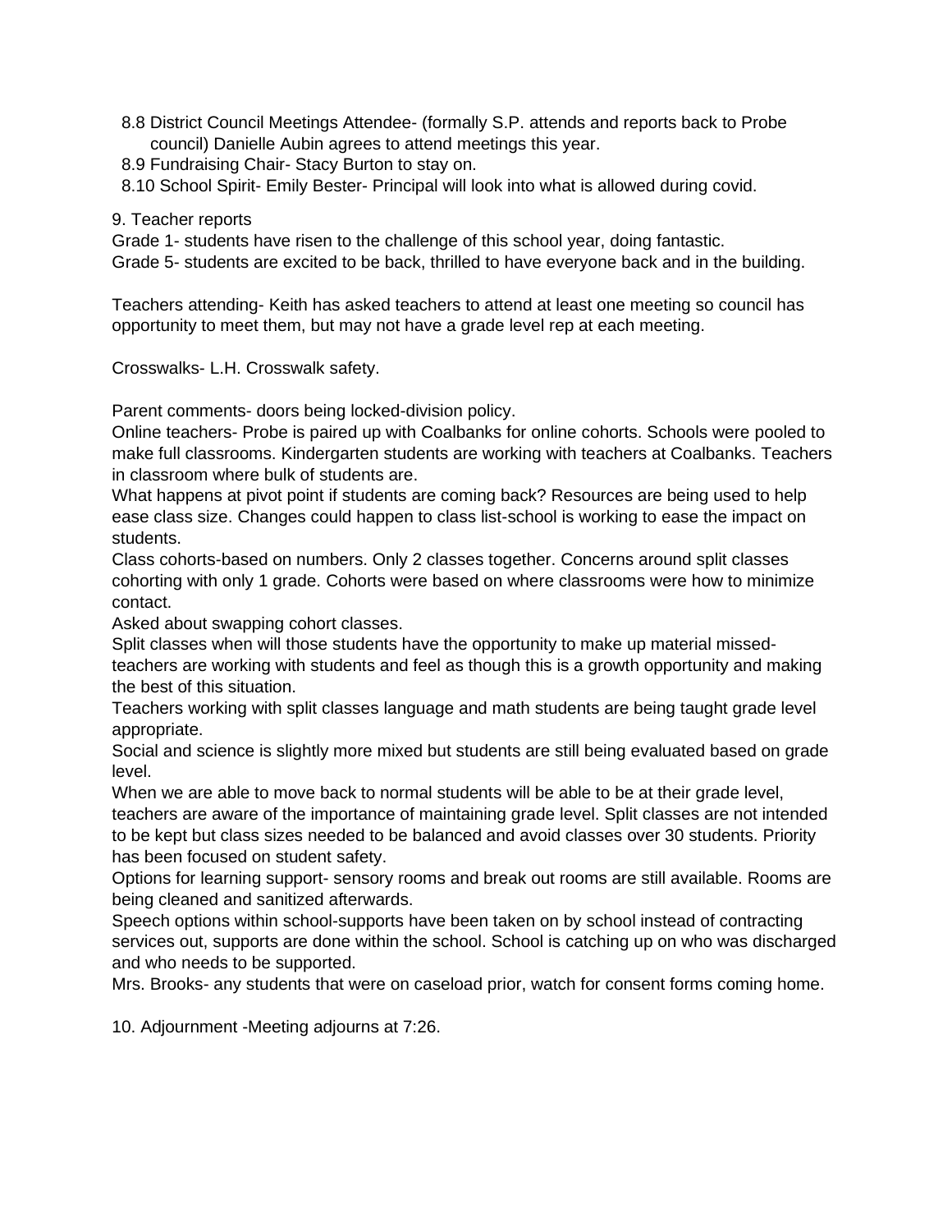8.8 District Council Meetings Attendee- (formally S.P. attends and reports back to Probe council) Danielle Aubin agrees to attend meetings this year.
8.9 Fundraising Chair- Stacy Burton to stay on.
8.10 School Spirit- Emily Bester- Principal will look into what is allowed during covid.

9. Teacher reports
Grade 1- students have risen to the challenge of this school year, doing fantastic.
Grade 5- students are excited to be back, thrilled to have everyone back and in the building.

Teachers attending- Keith has asked teachers to attend at least one meeting so council has opportunity to meet them, but may not have a grade level rep at each meeting.

Crosswalks- L.H. Crosswalk safety.

Parent comments- doors being locked-division policy.
Online teachers- Probe is paired up with Coalbanks for online cohorts. Schools were pooled to make full classrooms. Kindergarten students are working with teachers at Coalbanks. Teachers in classroom where bulk of students are.
What happens at pivot point if students are coming back? Resources are being used to help ease class size. Changes could happen to class list-school is working to ease the impact on students.
Class cohorts-based on numbers. Only 2 classes together. Concerns around split classes cohorting with only 1 grade. Cohorts were based on where classrooms were how to minimize contact.
Asked about swapping cohort classes.
Split classes when will those students have the opportunity to make up material missed- teachers are working with students and feel as though this is a growth opportunity and making the best of this situation.
Teachers working with split classes language and math students are being taught grade level appropriate.
Social and science is slightly more mixed but students are still being evaluated based on grade level.
When we are able to move back to normal students will be able to be at their grade level, teachers are aware of the importance of maintaining grade level. Split classes are not intended to be kept but class sizes needed to be balanced and avoid classes over 30 students. Priority has been focused on student safety.
Options for learning support- sensory rooms and break out rooms are still available. Rooms are being cleaned and sanitized afterwards.
Speech options within school-supports have been taken on by school instead of contracting services out, supports are done within the school. School is catching up on who was discharged and who needs to be supported.
Mrs. Brooks- any students that were on caseload prior, watch for consent forms coming home.

10. Adjournment -Meeting adjourns at 7:26.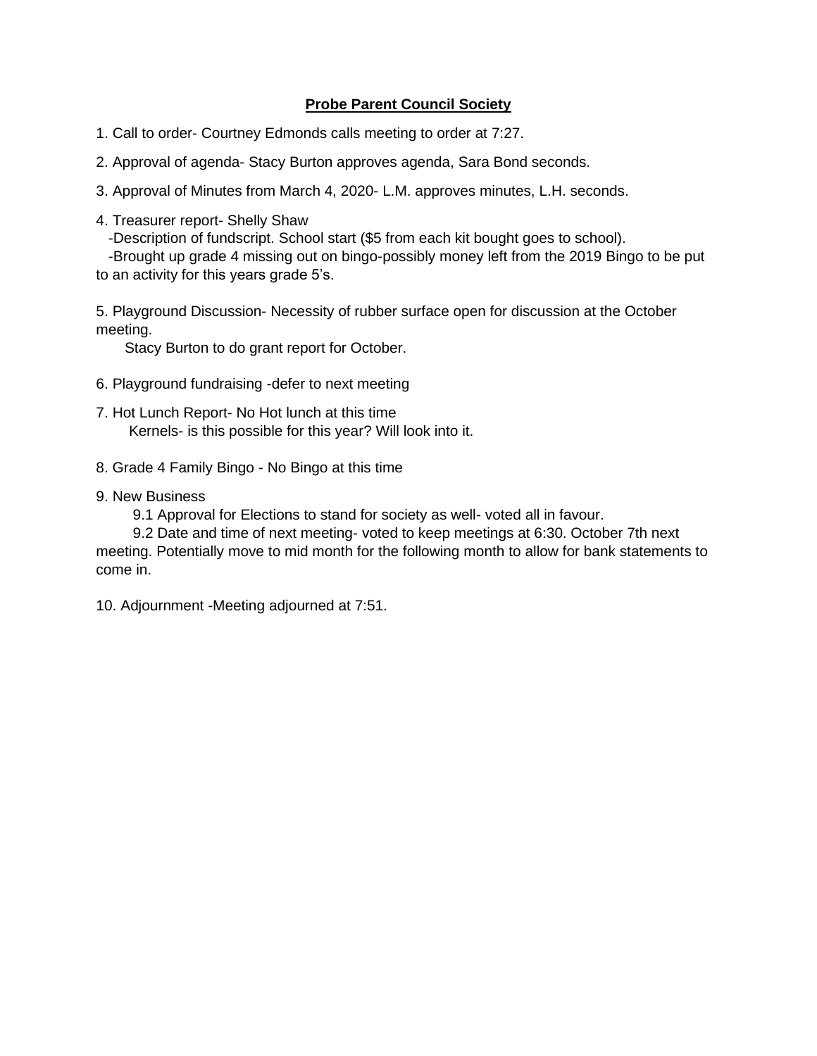**Probe Parent Council Society**

1. Call to order- Courtney Edmonds calls meeting to order at 7:27.

2. Approval of agenda- Stacy Burton approves agenda, Sara Bond seconds.

3. Approval of Minutes from March 4, 2020- L.M. approves minutes, L.H. seconds.

4. Treasurer report- Shelly Shaw
   -Description of fundscript. School start ($5 from each kit bought goes to school).
   -Brought up grade 4 missing out on bingo-possibly money left from the 2019 Bingo to be put to an activity for this years grade 5's.

5. Playground Discussion- Necessity of rubber surface open for discussion at the October meeting.
   Stacy Burton to do grant report for October.

6. Playground fundraising -defer to next meeting

7. Hot Lunch Report- No Hot lunch at this time
   Kernels- is this possible for this year? Will look into it.

8. Grade 4 Family Bingo - No Bingo at this time

9. New Business
   9.1 Approval for Elections to stand for society as well- voted all in favour.
   9.2 Date and time of next meeting- voted to keep meetings at 6:30. October 7th next meeting. Potentially move to mid month for the following month to allow for bank statements to come in.

10. Adjournment -Meeting adjourned at 7:51.